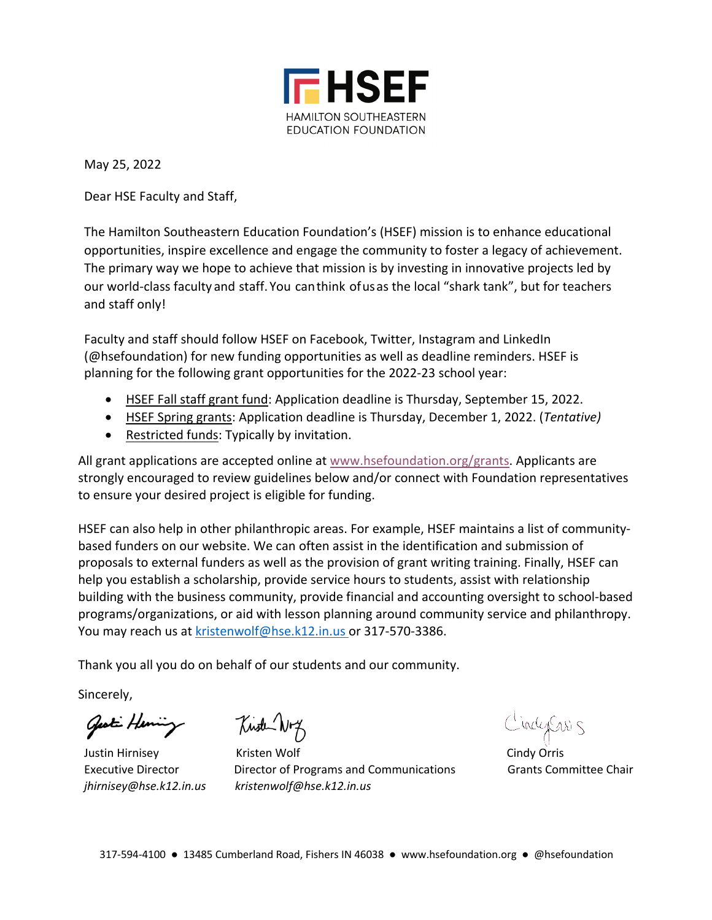HSEF

HAMILTON SOUTHEASTERN EDUCATION FOUNDATION

May 25, 2022

Dear HSE Faculty and Staff,

The Hamilton Southeastern Education Foundation's (HSEF) mission is to enhance educational opportunities, inspire excellence and engage the community to foster a legacy of achievement. The primary way we hope to achieve that mission is by investing in innovative projects led by our world-class faculty and staff. You can think of us as the local "shark tank", but for teachers and staff only!

Faculty and staff should follow HSEF on Facebook, Twitter, Instagram and LinkedIn (@hsefoundation) for new funding opportunities as well as deadline reminders. HSEF is planning for the following grant opportunities for the 2022-23 school year:

- HSEF Fall staff grant fund: Application deadline is Thursday, September 15, 2022.
- HSEF Spring grants: Application deadline is Thursday, December 1, 2022. (*Tentative)*
- Restricted funds: Typically by invitation.

All grant applications are accepted online at www.hsefoundation.org/grants. Applicants are strongly encouraged to review guidelines below and/or connect with Foundation representatives to ensure your desired project is eligible for funding.

HSEF can also help in other philanthropic areas. For example, HSEF maintains a list of community-based funders on our website. We can often assist in the identification and submission of proposals to external funders as well as the provision of grant writing training. Finally, HSEF can help you establish a scholarship, provide service hours to students, assist with relationship building with the business community, provide financial and accounting oversight to school-based programs/organizations, or aid with lesson planning around community service and philanthropy. You may reach us at kristenwolf@hse.k12.in.us or 317-570-3386.

Thank you all you do on behalf of our students and our community.

Sincerely,

Justin Hirnisey
Executive Director
*jhirnisey@hse.k12.in.us*

Kristen Wolf
Director of Programs and Communications
*kristenwolf@hse.k12.in.us*

Cindy Orris
Grants Committee Chair

317-594-4100 ● 13485 Cumberland Road, Fishers IN 46038 ● www.hsefoundation.org ● @hsefoundation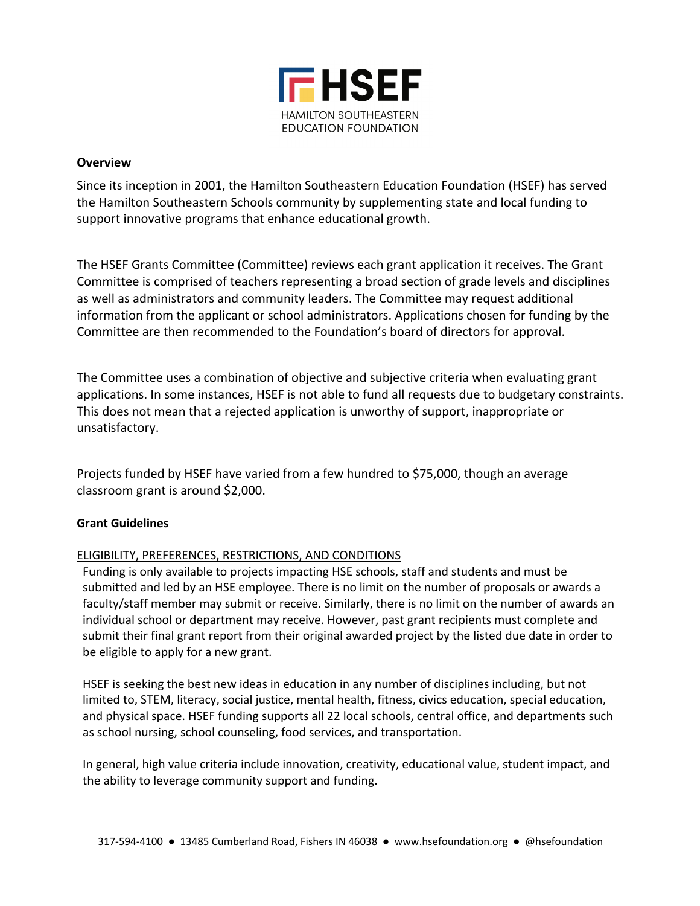HSEF

HAMILTON SOUTHEASTERN EDUCATION FOUNDATION

**Overview**

Since its inception in 2001, the Hamilton Southeastern Education Foundation (HSEF) has served the Hamilton Southeastern Schools community by supplementing state and local funding to support innovative programs that enhance educational growth.

The HSEF Grants Committee (Committee) reviews each grant application it receives. The Grant Committee is comprised of teachers representing a broad section of grade levels and disciplines as well as administrators and community leaders. The Committee may request additional information from the applicant or school administrators. Applications chosen for funding by the Committee are then recommended to the Foundation's board of directors for approval.

The Committee uses a combination of objective and subjective criteria when evaluating grant applications. In some instances, HSEF is not able to fund all requests due to budgetary constraints. This does not mean that a rejected application is unworthy of support, inappropriate or unsatisfactory.

Projects funded by HSEF have varied from a few hundred to $75,000, though an average classroom grant is around $2,000.

**Grant Guidelines**

ELIGIBILITY, PREFERENCES, RESTRICTIONS, AND CONDITIONS

Funding is only available to projects impacting HSE schools, staff and students and must be submitted and led by an HSE employee. There is no limit on the number of proposals or awards a faculty/staff member may submit or receive. Similarly, there is no limit on the number of awards an individual school or department may receive. However, past grant recipients must complete and submit their final grant report from their original awarded project by the listed due date in order to be eligible to apply for a new grant.

HSEF is seeking the best new ideas in education in any number of disciplines including, but not limited to, STEM, literacy, social justice, mental health, fitness, civics education, special education, and physical space. HSEF funding supports all 22 local schools, central office, and departments such as school nursing, school counseling, food services, and transportation.

In general, high value criteria include innovation, creativity, educational value, student impact, and the ability to leverage community support and funding.

317-594-4100 ● 13485 Cumberland Road, Fishers IN 46038 ● www.hsefoundation.org ● @hsefoundation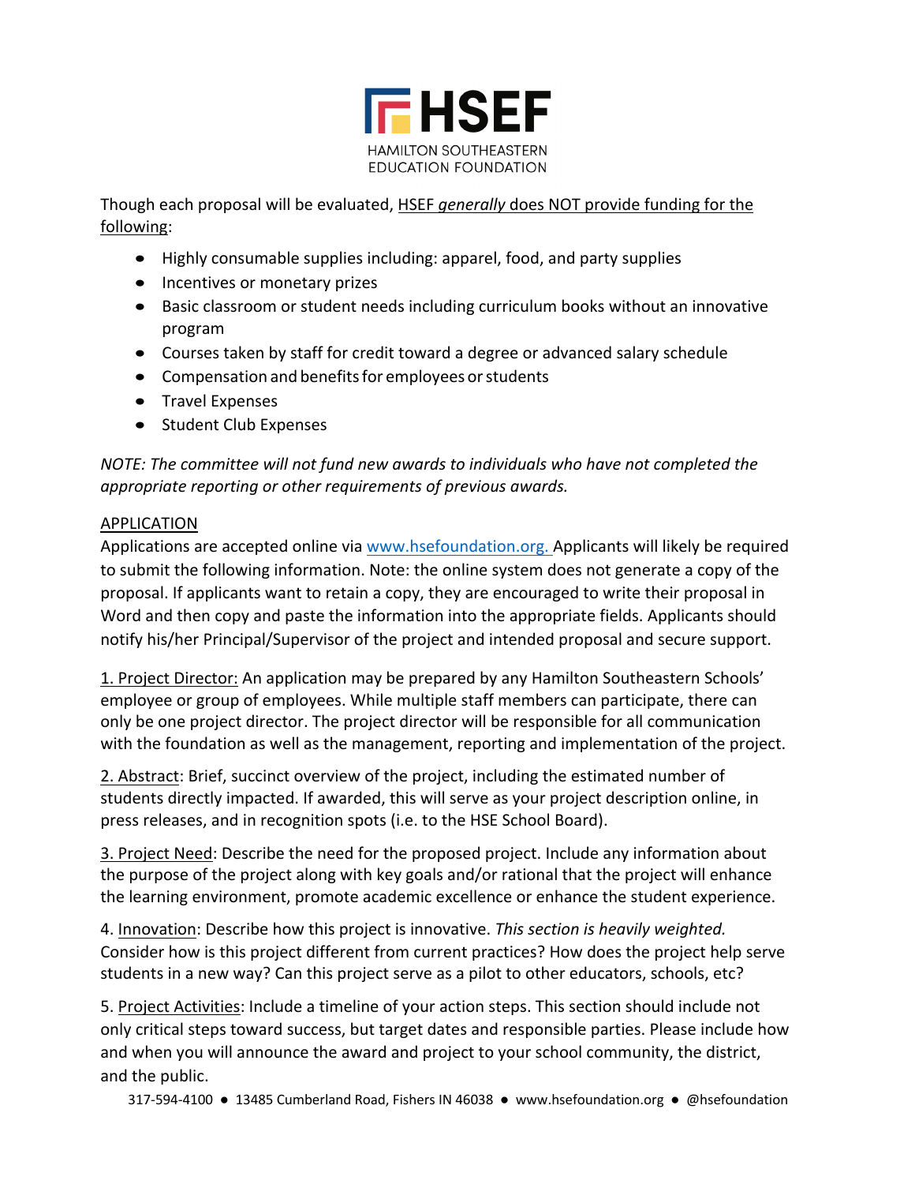**HSEF**

HAMILTON SOUTHEASTERN EDUCATION FOUNDATION

Though each proposal will be evaluated, HSEF *generally* does NOT provide funding for the following:

- Highly consumable supplies including: apparel, food, and party supplies
- Incentives or monetary prizes
- Basic classroom or student needs including curriculum books without an innovative program
- Courses taken by staff for credit toward a degree or advanced salary schedule
- Compensation and benefits for employees or students
- Travel Expenses
- Student Club Expenses

*NOTE: The committee will not fund new awards to individuals who have not completed the appropriate reporting or other requirements of previous awards.*

APPLICATION

Applications are accepted online via www.hsefoundation.org. Applicants will likely be required to submit the following information. Note: the online system does not generate a copy of the proposal. If applicants want to retain a copy, they are encouraged to write their proposal in Word and then copy and paste the information into the appropriate fields. Applicants should notify his/her Principal/Supervisor of the project and intended proposal and secure support.

1. Project Director: An application may be prepared by any Hamilton Southeastern Schools' employee or group of employees. While multiple staff members can participate, there can only be one project director. The project director will be responsible for all communication with the foundation as well as the management, reporting and implementation of the project.

2. Abstract: Brief, succinct overview of the project, including the estimated number of students directly impacted. If awarded, this will serve as your project description online, in press releases, and in recognition spots (i.e. to the HSE School Board).

3. Project Need: Describe the need for the proposed project. Include any information about the purpose of the project along with key goals and/or rational that the project will enhance the learning environment, promote academic excellence or enhance the student experience.

4. Innovation: Describe how this project is innovative. *This section is heavily weighted.* Consider how is this project different from current practices? How does the project help serve students in a new way? Can this project serve as a pilot to other educators, schools, etc?

5. Project Activities: Include a timeline of your action steps. This section should include not only critical steps toward success, but target dates and responsible parties. Please include how and when you will announce the award and project to your school community, the district, and the public.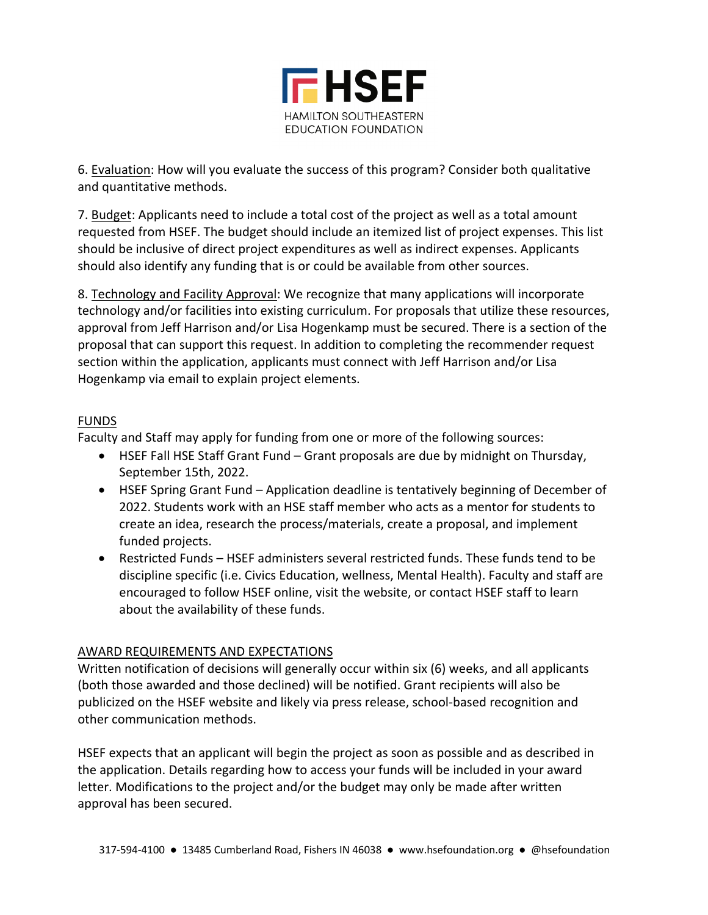6. Evaluation: How will you evaluate the success of this program? Consider both qualitative and quantitative methods.

7. Budget: Applicants need to include a total cost of the project as well as a total amount requested from HSEF. The budget should include an itemized list of project expenses. This list should be inclusive of direct project expenditures as well as indirect expenses. Applicants should also identify any funding that is or could be available from other sources.

8. Technology and Facility Approval: We recognize that many applications will incorporate technology and/or facilities into existing curriculum. For proposals that utilize these resources, approval from Jeff Harrison and/or Lisa Hogenkamp must be secured. There is a section of the proposal that can support this request. In addition to completing the recommender request section within the application, applicants must connect with Jeff Harrison and/or Lisa Hogenkamp via email to explain project elements.

## FUNDS

Faculty and Staff may apply for funding from one or more of the following sources:

- HSEF Fall HSE Staff Grant Fund – Grant proposals are due by midnight on Thursday, September 15th, 2022.
- HSEF Spring Grant Fund – Application deadline is tentatively beginning of December of 2022. Students work with an HSE staff member who acts as a mentor for students to create an idea, research the process/materials, create a proposal, and implement funded projects.
- Restricted Funds – HSEF administers several restricted funds. These funds tend to be discipline specific (i.e. Civics Education, wellness, Mental Health). Faculty and staff are encouraged to follow HSEF online, visit the website, or contact HSEF staff to learn about the availability of these funds.

## AWARD REQUIREMENTS AND EXPECTATIONS

Written notification of decisions will generally occur within six (6) weeks, and all applicants (both those awarded and those declined) will be notified. Grant recipients will also be publicized on the HSEF website and likely via press release, school-based recognition and other communication methods.

HSEF expects that an applicant will begin the project as soon as possible and as described in the application. Details regarding how to access your funds will be included in your award letter. Modifications to the project and/or the budget may only be made after written approval has been secured.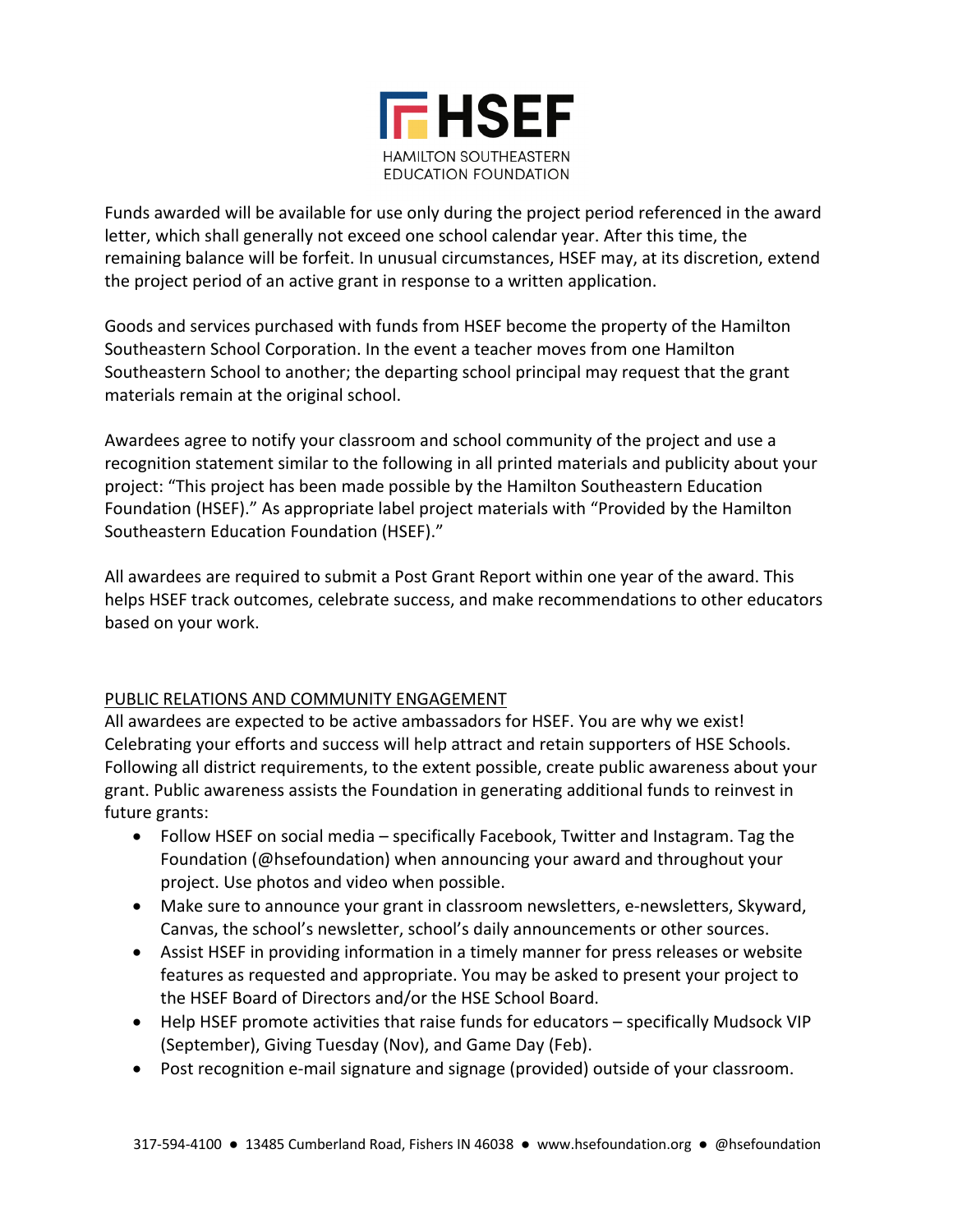Funds awarded will be available for use only during the project period referenced in the award letter, which shall generally not exceed one school calendar year. After this time, the remaining balance will be forfeit. In unusual circumstances, HSEF may, at its discretion, extend the project period of an active grant in response to a written application.

Goods and services purchased with funds from HSEF become the property of the Hamilton Southeastern School Corporation. In the event a teacher moves from one Hamilton Southeastern School to another; the departing school principal may request that the grant materials remain at the original school.

Awardees agree to notify your classroom and school community of the project and use a recognition statement similar to the following in all printed materials and publicity about your project: "This project has been made possible by the Hamilton Southeastern Education Foundation (HSEF)." As appropriate label project materials with "Provided by the Hamilton Southeastern Education Foundation (HSEF)."

All awardees are required to submit a Post Grant Report within one year of the award. This helps HSEF track outcomes, celebrate success, and make recommendations to other educators based on your work.

## PUBLIC RELATIONS AND COMMUNITY ENGAGEMENT

All awardees are expected to be active ambassadors for HSEF. You are why we exist! Celebrating your efforts and success will help attract and retain supporters of HSE Schools. Following all district requirements, to the extent possible, create public awareness about your grant. Public awareness assists the Foundation in generating additional funds to reinvest in future grants:

- Follow HSEF on social media – specifically Facebook, Twitter and Instagram. Tag the Foundation (@hsefoundation) when announcing your award and throughout your project. Use photos and video when possible.
- Make sure to announce your grant in classroom newsletters, e-newsletters, Skyward, Canvas, the school's newsletter, school's daily announcements or other sources.
- Assist HSEF in providing information in a timely manner for press releases or website features as requested and appropriate. You may be asked to present your project to the HSEF Board of Directors and/or the HSE School Board.
- Help HSEF promote activities that raise funds for educators – specifically Mudsock VIP (September), Giving Tuesday (Nov), and Game Day (Feb).
- Post recognition e-mail signature and signage (provided) outside of your classroom.